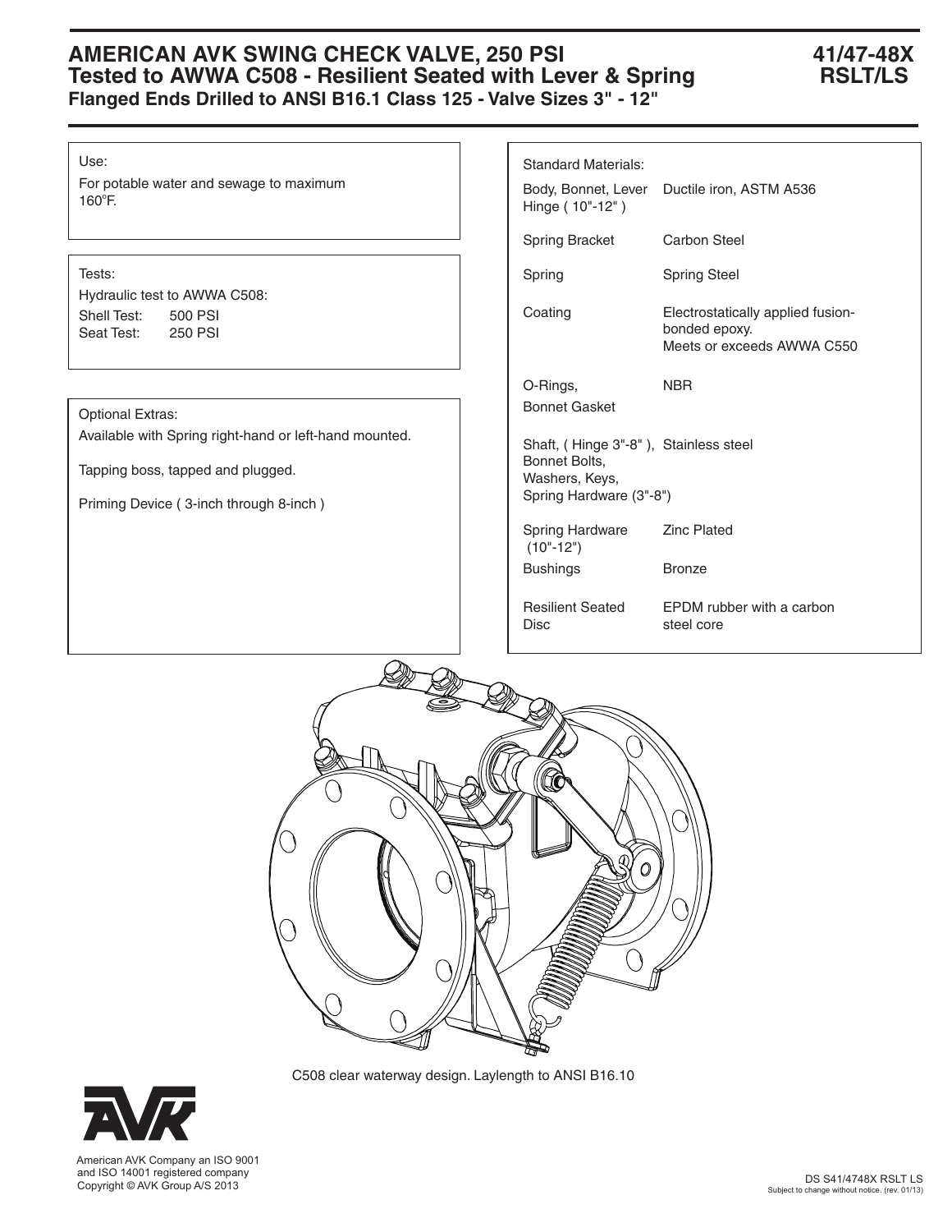# AMERICAN AVK SWING CHECK VALVE, 250 PSI
## Tested to AWWA C508 - Resilient Seated with Lever & Spring
### Flanged Ends Drilled to ANSI B16.1 Class 125 - Valve Sizes 3" - 12"

**41/47-48X RSLT/LS**

Use:

For potable water and sewage to maximum 160°F.

Tests:

Hydraulic test to AWWA C508:

Shell Test: 500 PSI
Seat Test: 250 PSI

Optional Extras:

Available with Spring right-hand or left-hand mounted.

Tapping boss, tapped and plugged.

Priming Device ( 3-inch through 8-inch )

Standard Materials:

| Component | Material |
|---|---|
| Body, Bonnet, Lever Hinge ( 10"-12" ) | Ductile iron, ASTM A536 |
| Spring Bracket | Carbon Steel |
| Spring | Spring Steel |
| Coating | Electrostatically applied fusion-bonded epoxy. Meets or exceeds AWWA C550 |
| O-Rings, Bonnet Gasket | NBR |
| Shaft, ( Hinge 3"-8" ), Bonnet Bolts, Washers, Keys, Spring Hardware (3"-8") | Stainless steel |
| Spring Hardware (10"-12") | Zinc Plated |
| Bushings | Bronze |
| Resilient Seated Disc | EPDM rubber with a carbon steel core |

C508 clear waterway design. Laylength to ANSI B16.10

American AVK Company an ISO 9001 and ISO 14001 registered company
Copyright © AVK Group A/S 2013

DS S41/4748X RSLT LS
Subject to change without notice. (rev. 01/13)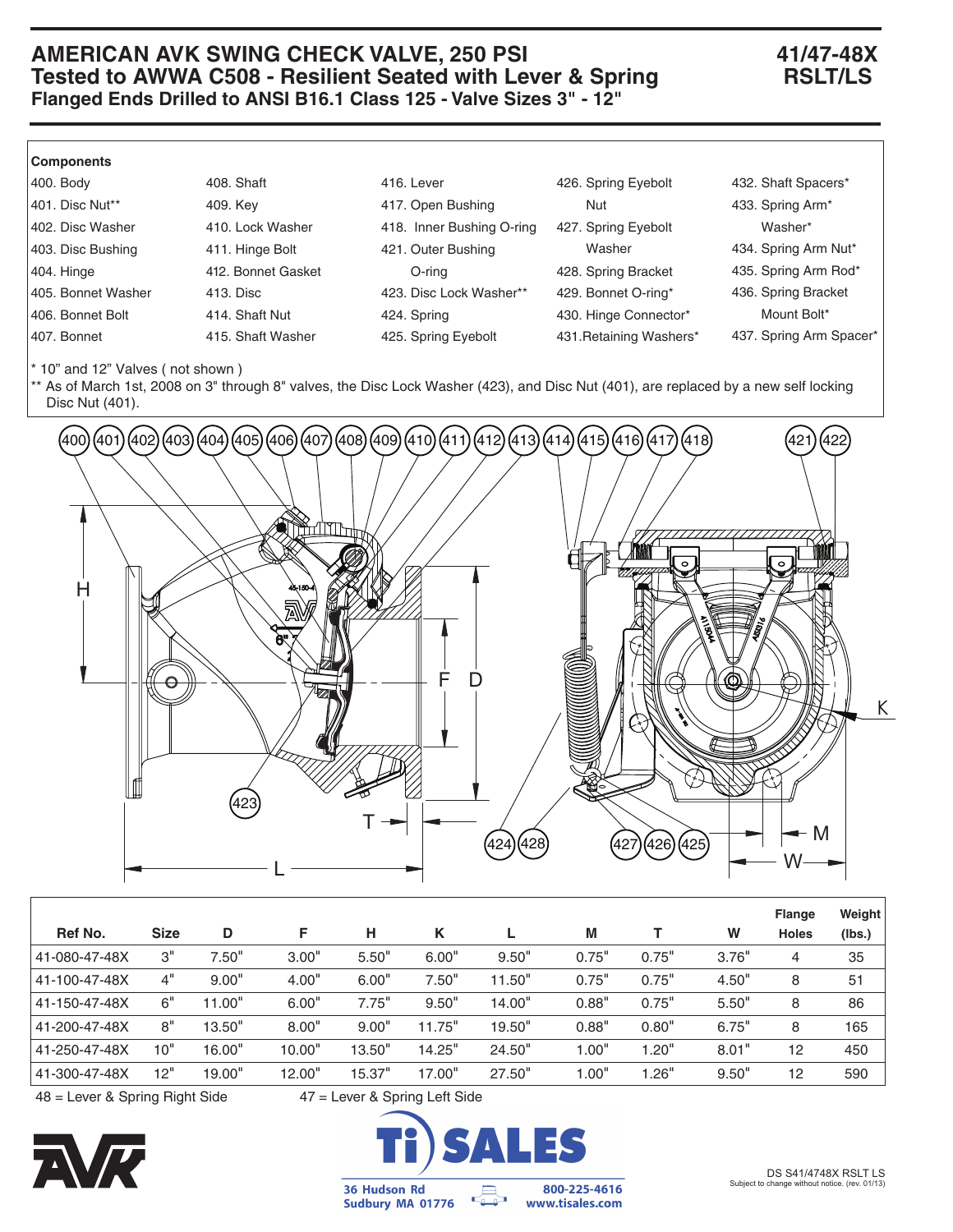# AMERICAN AVK SWING CHECK VALVE, 250 PSI
## Tested to AWWA C508 - Resilient Seated with Lever & Spring
### Flanged Ends Drilled to ANSI B16.1 Class 125 - Valve Sizes 3" - 12"

**41/47-48X RSLT/LS**

**Components**

400. Body
401. Disc Nut**
402. Disc Washer
403. Disc Bushing
404. Hinge
405. Bonnet Washer
406. Bonnet Bolt
407. Bonnet
408. Shaft
409. Key
410. Lock Washer
411. Hinge Bolt
412. Bonnet Gasket
413. Disc
414. Shaft Nut
415. Shaft Washer
416. Lever
417. Open Bushing
418. Inner Bushing O-ring
421. Outer Bushing O-ring
423. Disc Lock Washer**
424. Spring
425. Spring Eyebolt
426. Spring Eyebolt Nut
427. Spring Eyebolt Washer
428. Spring Bracket
429. Bonnet O-ring*
430. Hinge Connector*
431. Retaining Washers*
432. Shaft Spacers*
433. Spring Arm* Washer*
434. Spring Arm Nut*
435. Spring Arm Rod*
436. Spring Bracket Mount Bolt*
437. Spring Arm Spacer*

\* 10" and 12" Valves ( not shown )

\*\* As of March 1st, 2008 on 3" through 8" valves, the Disc Lock Washer (423), and Disc Nut (401), are replaced by a new self locking Disc Nut (401).

400 401 402 403 404 405 406 407 408 409 410 411 412 413 414 415 416 417 418 421 422

423 424 428 427 426 425

H F D K T L M W

| Ref No. | Size | D | F | H | K | L | M | T | W | Flange Holes | Weight (lbs.) |
|---|---|---|---|---|---|---|---|---|---|---|---|
| 41-080-47-48X | 3" | 7.50" | 3.00" | 5.50" | 6.00" | 9.50" | 0.75" | 0.75" | 3.76" | 4 | 35 |
| 41-100-47-48X | 4" | 9.00" | 4.00" | 6.00" | 7.50" | 11.50" | 0.75" | 0.75" | 4.50" | 8 | 51 |
| 41-150-47-48X | 6" | 11.00" | 6.00" | 7.75" | 9.50" | 14.00" | 0.88" | 0.75" | 5.50" | 8 | 86 |
| 41-200-47-48X | 8" | 13.50" | 8.00" | 9.00" | 11.75" | 19.50" | 0.88" | 0.80" | 6.75" | 8 | 165 |
| 41-250-47-48X | 10" | 16.00" | 10.00" | 13.50" | 14.25" | 24.50" | 1.00" | 1.20" | 8.01" | 12 | 450 |
| 41-300-47-48X | 12" | 19.00" | 12.00" | 15.37" | 17.00" | 27.50" | 1.00" | 1.26" | 9.50" | 12 | 590 |

48 = Lever & Spring Right Side    47 = Lever & Spring Left Side

Ti SALES
36 Hudson Rd
Sudbury MA 01776
800-225-4616
www.tisales.com

DS S41/4748X RSLT LS
Subject to change without notice. (rev. 01/13)